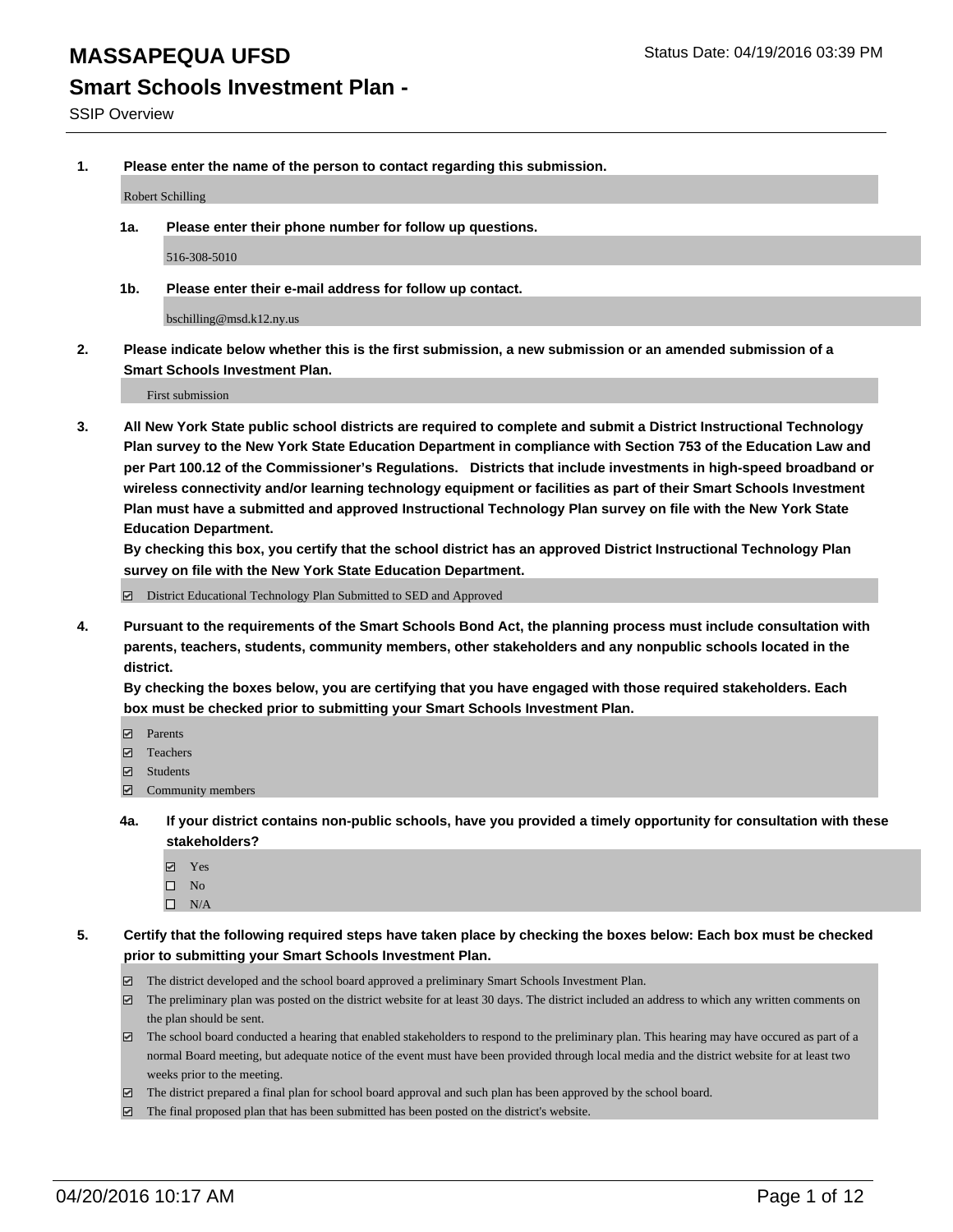# MASSAPEQUA UFSD

Status Date: 04/19/2016 03:39 PM

## Smart Schools Investment Plan -

SSIP Overview

**1. Please enter the name of the person to contact regarding this submission.**

Robert Schilling

**1a. Please enter their phone number for follow up questions.**

516-308-5010

**1b. Please enter their e-mail address for follow up contact.**

bschilling@msd.k12.ny.us

**2. Please indicate below whether this is the first submission, a new submission or an amended submission of a Smart Schools Investment Plan.**

First submission

**3. All New York State public school districts are required to complete and submit a District Instructional Technology Plan survey to the New York State Education Department in compliance with Section 753 of the Education Law and per Part 100.12 of the Commissioner's Regulations. Districts that include investments in high-speed broadband or wireless connectivity and/or learning technology equipment or facilities as part of their Smart Schools Investment Plan must have a submitted and approved Instructional Technology Plan survey on file with the New York State Education Department.**
**By checking this box, you certify that the school district has an approved District Instructional Technology Plan survey on file with the New York State Education Department.**

- [x] District Educational Technology Plan Submitted to SED and Approved

**4. Pursuant to the requirements of the Smart Schools Bond Act, the planning process must include consultation with parents, teachers, students, community members, other stakeholders and any nonpublic schools located in the district.**
**By checking the boxes below, you are certifying that you have engaged with those required stakeholders. Each box must be checked prior to submitting your Smart Schools Investment Plan.**

- [x] Parents
- [x] Teachers
- [x] Students
- [x] Community members

**4a. If your district contains non-public schools, have you provided a timely opportunity for consultation with these stakeholders?**

- [x] Yes
- [ ] No
- [ ] N/A

**5. Certify that the following required steps have taken place by checking the boxes below: Each box must be checked prior to submitting your Smart Schools Investment Plan.**

- [x] The district developed and the school board approved a preliminary Smart Schools Investment Plan.
- [x] The preliminary plan was posted on the district website for at least 30 days. The district included an address to which any written comments on the plan should be sent.
- [x] The school board conducted a hearing that enabled stakeholders to respond to the preliminary plan. This hearing may have occured as part of a normal Board meeting, but adequate notice of the event must have been provided through local media and the district website for at least two weeks prior to the meeting.
- [x] The district prepared a final plan for school board approval and such plan has been approved by the school board.
- [x] The final proposed plan that has been submitted has been posted on the district's website.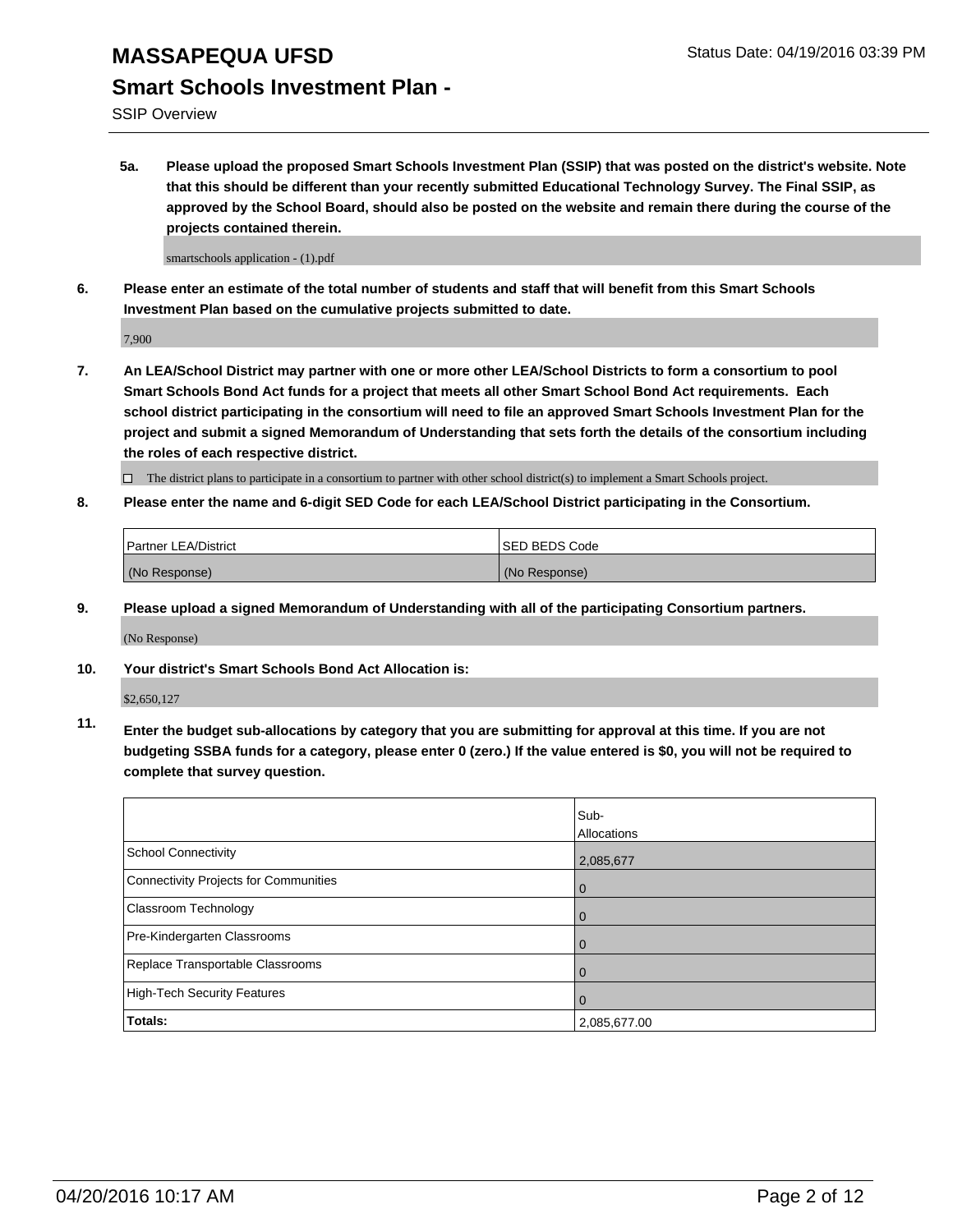# MASSAPEQUA UFSD

Status Date: 04/19/2016 03:39 PM

## Smart Schools Investment Plan -

SSIP Overview

**5a. Please upload the proposed Smart Schools Investment Plan (SSIP) that was posted on the district's website. Note that this should be different than your recently submitted Educational Technology Survey. The Final SSIP, as approved by the School Board, should also be posted on the website and remain there during the course of the projects contained therein.**

smartschools application - (1).pdf

**6. Please enter an estimate of the total number of students and staff that will benefit from this Smart Schools Investment Plan based on the cumulative projects submitted to date.**

7,900

**7. An LEA/School District may partner with one or more other LEA/School Districts to form a consortium to pool Smart Schools Bond Act funds for a project that meets all other Smart School Bond Act requirements. Each school district participating in the consortium will need to file an approved Smart Schools Investment Plan for the project and submit a signed Memorandum of Understanding that sets forth the details of the consortium including the roles of each respective district.**

☐ The district plans to participate in a consortium to partner with other school district(s) to implement a Smart Schools project.

**8. Please enter the name and 6-digit SED Code for each LEA/School District participating in the Consortium.**

| Partner LEA/District | SED BEDS Code |
|---|---|
| (No Response) | (No Response) |

**9. Please upload a signed Memorandum of Understanding with all of the participating Consortium partners.**

(No Response)

**10. Your district's Smart Schools Bond Act Allocation is:**

$2,650,127

**11. Enter the budget sub-allocations by category that you are submitting for approval at this time. If you are not budgeting SSBA funds for a category, please enter 0 (zero.) If the value entered is $0, you will not be required to complete that survey question.**

| | Sub-Allocations |
|---|---|
| School Connectivity | 2,085,677 |
| Connectivity Projects for Communities | 0 |
| Classroom Technology | 0 |
| Pre-Kindergarten Classrooms | 0 |
| Replace Transportable Classrooms | 0 |
| High-Tech Security Features | 0 |
| **Totals:** | 2,085,677.00 |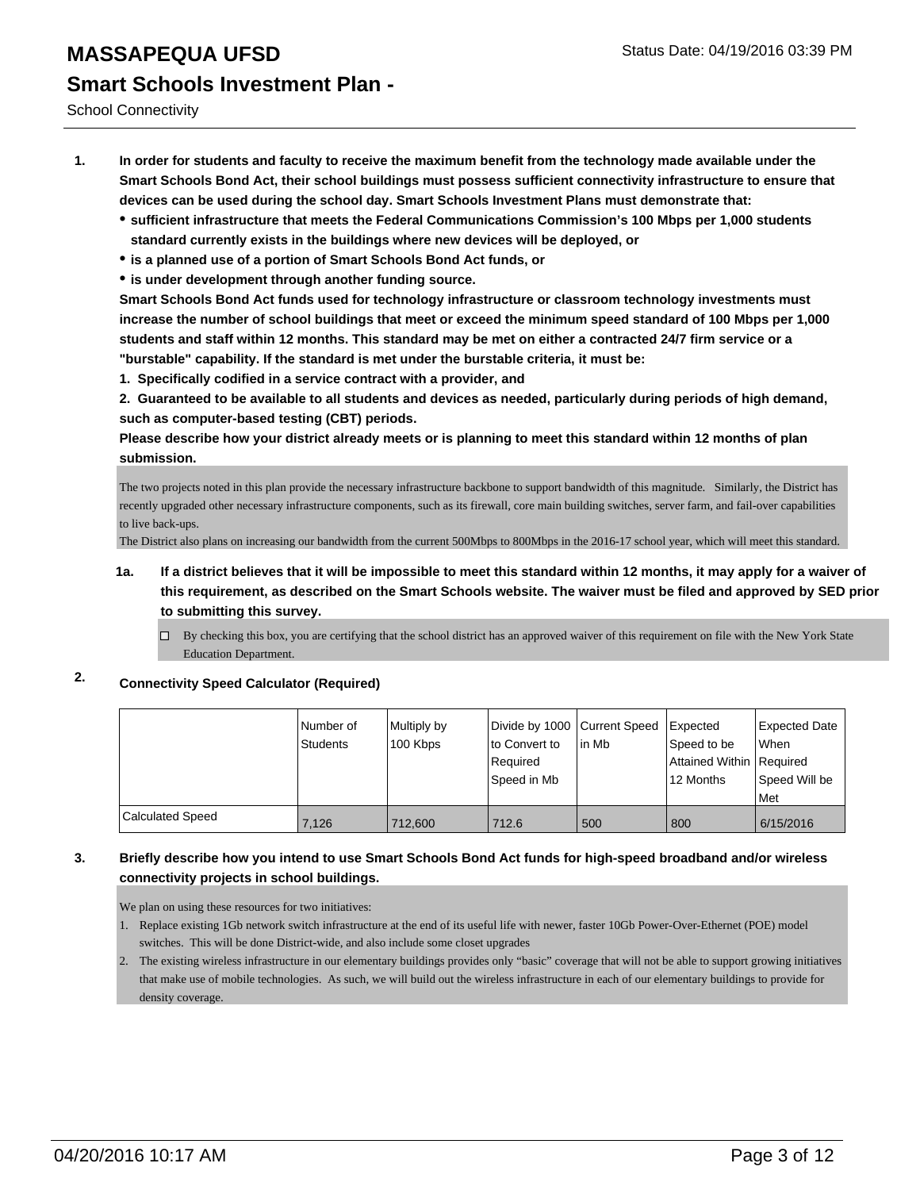# MASSAPEQUA UFSD

Status Date: 04/19/2016 03:39 PM

## Smart Schools Investment Plan -

School Connectivity

**1. In order for students and faculty to receive the maximum benefit from the technology made available under the Smart Schools Bond Act, their school buildings must possess sufficient connectivity infrastructure to ensure that devices can be used during the school day. Smart Schools Investment Plans must demonstrate that:**

- **sufficient infrastructure that meets the Federal Communications Commission's 100 Mbps per 1,000 students standard currently exists in the buildings where new devices will be deployed, or**
- **is a planned use of a portion of Smart Schools Bond Act funds, or**
- **is under development through another funding source.**

**Smart Schools Bond Act funds used for technology infrastructure or classroom technology investments must increase the number of school buildings that meet or exceed the minimum speed standard of 100 Mbps per 1,000 students and staff within 12 months. This standard may be met on either a contracted 24/7 firm service or a "burstable" capability. If the standard is met under the burstable criteria, it must be:**

**1. Specifically codified in a service contract with a provider, and**

**2. Guaranteed to be available to all students and devices as needed, particularly during periods of high demand, such as computer-based testing (CBT) periods.**

**Please describe how your district already meets or is planning to meet this standard within 12 months of plan submission.**

The two projects noted in this plan provide the necessary infrastructure backbone to support bandwidth of this magnitude. Similarly, the District has recently upgraded other necessary infrastructure components, such as its firewall, core main building switches, server farm, and fail-over capabilities to live back-ups.
The District also plans on increasing our bandwidth from the current 500Mbps to 800Mbps in the 2016-17 school year, which will meet this standard.

**1a. If a district believes that it will be impossible to meet this standard within 12 months, it may apply for a waiver of this requirement, as described on the Smart Schools website. The waiver must be filed and approved by SED prior to submitting this survey.**

☐ By checking this box, you are certifying that the school district has an approved waiver of this requirement on file with the New York State Education Department.

**2. Connectivity Speed Calculator (Required)**

| | Number of Students | Multiply by 100 Kbps | Divide by 1000 to Convert to Required Speed in Mb | Current Speed in Mb | Expected Speed to be Attained Within 12 Months | Expected Date When Required Speed Will be Met |
|---|---|---|---|---|---|---|
| Calculated Speed | 7,126 | 712,600 | 712.6 | 500 | 800 | 6/15/2016 |

**3. Briefly describe how you intend to use Smart Schools Bond Act funds for high-speed broadband and/or wireless connectivity projects in school buildings.**

We plan on using these resources for two initiatives:

1. Replace existing 1Gb network switch infrastructure at the end of its useful life with newer, faster 10Gb Power-Over-Ethernet (POE) model switches. This will be done District-wide, and also include some closet upgrades
2. The existing wireless infrastructure in our elementary buildings provides only "basic" coverage that will not be able to support growing initiatives that make use of mobile technologies. As such, we will build out the wireless infrastructure in each of our elementary buildings to provide for density coverage.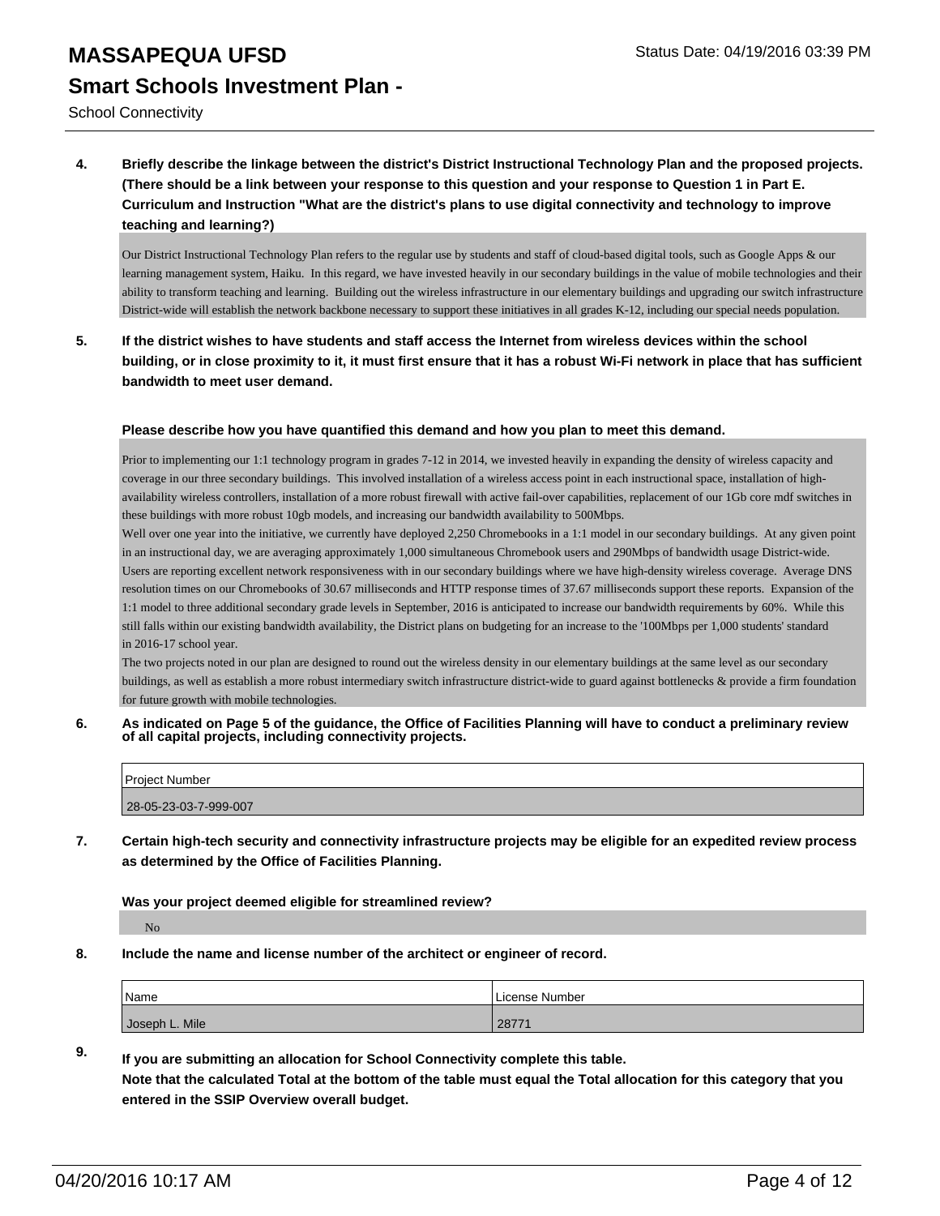4. **Briefly describe the linkage between the district's District Instructional Technology Plan and the proposed projects. (There should be a link between your response to this question and your response to Question 1 in Part E. Curriculum and Instruction "What are the district's plans to use digital connectivity and technology to improve teaching and learning?)**

Our District Instructional Technology Plan refers to the regular use by students and staff of cloud-based digital tools, such as Google Apps & our learning management system, Haiku. In this regard, we have invested heavily in our secondary buildings in the value of mobile technologies and their ability to transform teaching and learning. Building out the wireless infrastructure in our elementary buildings and upgrading our switch infrastructure District-wide will establish the network backbone necessary to support these initiatives in all grades K-12, including our special needs population.

5. **If the district wishes to have students and staff access the Internet from wireless devices within the school building, or in close proximity to it, it must first ensure that it has a robust Wi-Fi network in place that has sufficient bandwidth to meet user demand.**

**Please describe how you have quantified this demand and how you plan to meet this demand.**

Prior to implementing our 1:1 technology program in grades 7-12 in 2014, we invested heavily in expanding the density of wireless capacity and coverage in our three secondary buildings. This involved installation of a wireless access point in each instructional space, installation of high-availability wireless controllers, installation of a more robust firewall with active fail-over capabilities, replacement of our 1Gb core mdf switches in these buildings with more robust 10gb models, and increasing our bandwidth availability to 500Mbps.

Well over one year into the initiative, we currently have deployed 2,250 Chromebooks in a 1:1 model in our secondary buildings. At any given point in an instructional day, we are averaging approximately 1,000 simultaneous Chromebook users and 290Mbps of bandwidth usage District-wide. Users are reporting excellent network responsiveness with in our secondary buildings where we have high-density wireless coverage. Average DNS resolution times on our Chromebooks of 30.67 milliseconds and HTTP response times of 37.67 milliseconds support these reports. Expansion of the 1:1 model to three additional secondary grade levels in September, 2016 is anticipated to increase our bandwidth requirements by 60%. While this still falls within our existing bandwidth availability, the District plans on budgeting for an increase to the '100Mbps per 1,000 students' standard in 2016-17 school year.

The two projects noted in our plan are designed to round out the wireless density in our elementary buildings at the same level as our secondary buildings, as well as establish a more robust intermediary switch infrastructure district-wide to guard against bottlenecks & provide a firm foundation for future growth with mobile technologies.

6. **As indicated on Page 5 of the guidance, the Office of Facilities Planning will have to conduct a preliminary review of all capital projects, including connectivity projects.**

| Project Number |
|---|
| 28-05-23-03-7-999-007 |

7. **Certain high-tech security and connectivity infrastructure projects may be eligible for an expedited review process as determined by the Office of Facilities Planning.**

**Was your project deemed eligible for streamlined review?**

No

8. **Include the name and license number of the architect or engineer of record.**

| Name | License Number |
|---|---|
| Joseph L. Mile | 28771 |

9. **If you are submitting an allocation for School Connectivity complete this table. Note that the calculated Total at the bottom of the table must equal the Total allocation for this category that you entered in the SSIP Overview overall budget.**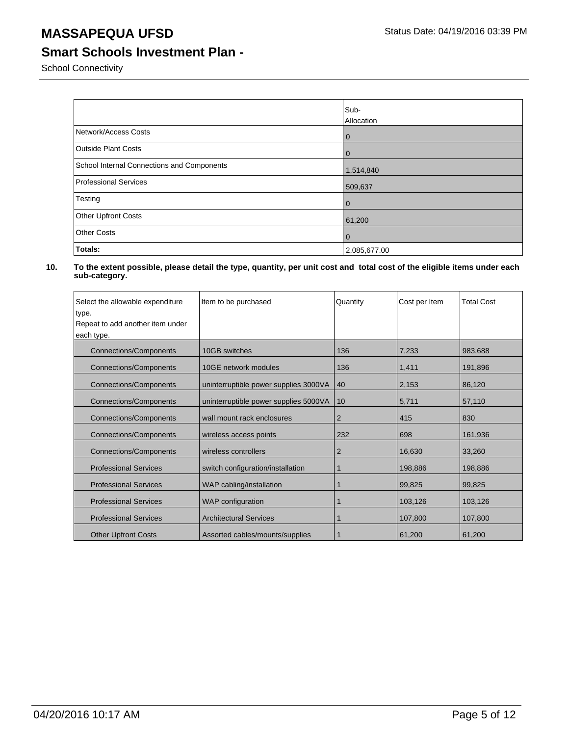# MASSAPEQUA UFSD

Status Date: 04/19/2016 03:39 PM

## Smart Schools Investment Plan -

School Connectivity

| | Sub-Allocation |
|---|---|
| Network/Access Costs | 0 |
| Outside Plant Costs | 0 |
| School Internal Connections and Components | 1,514,840 |
| Professional Services | 509,637 |
| Testing | 0 |
| Other Upfront Costs | 61,200 |
| Other Costs | 0 |
| **Totals:** | 2,085,677.00 |

**10. To the extent possible, please detail the type, quantity, per unit cost and total cost of the eligible items under each sub-category.**

| Select the allowable expenditure type. Repeat to add another item under each type. | Item to be purchased | Quantity | Cost per Item | Total Cost |
|---|---|---|---|---|
| Connections/Components | 10GB switches | 136 | 7,233 | 983,688 |
| Connections/Components | 10GE network modules | 136 | 1,411 | 191,896 |
| Connections/Components | uninterruptible power supplies 3000VA | 40 | 2,153 | 86,120 |
| Connections/Components | uninterruptible power supplies 5000VA | 10 | 5,711 | 57,110 |
| Connections/Components | wall mount rack enclosures | 2 | 415 | 830 |
| Connections/Components | wireless access points | 232 | 698 | 161,936 |
| Connections/Components | wireless controllers | 2 | 16,630 | 33,260 |
| Professional Services | switch configuration/installation | 1 | 198,886 | 198,886 |
| Professional Services | WAP cabling/installation | 1 | 99,825 | 99,825 |
| Professional Services | WAP configuration | 1 | 103,126 | 103,126 |
| Professional Services | Architectural Services | 1 | 107,800 | 107,800 |
| Other Upfront Costs | Assorted cables/mounts/supplies | 1 | 61,200 | 61,200 |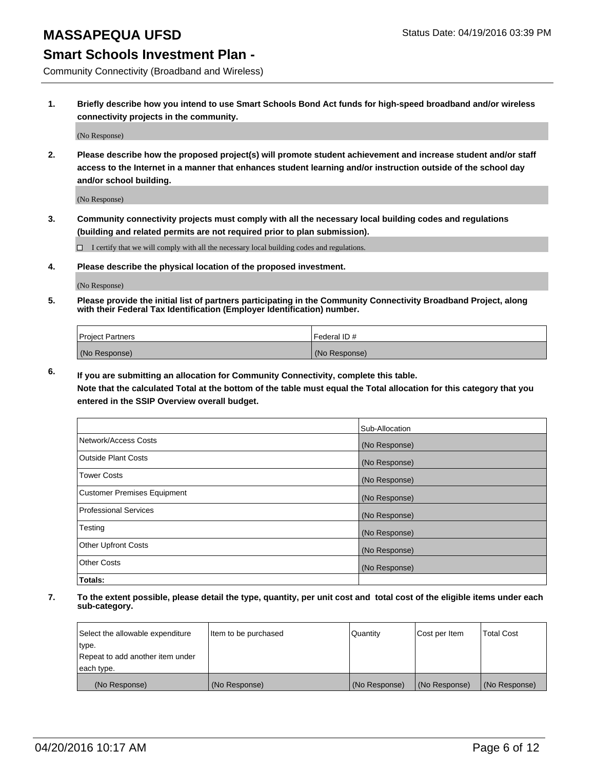# MASSAPEQUA UFSD

Status Date: 04/19/2016 03:39 PM

## Smart Schools Investment Plan -

Community Connectivity (Broadband and Wireless)

**1. Briefly describe how you intend to use Smart Schools Bond Act funds for high-speed broadband and/or wireless connectivity projects in the community.**

(No Response)

**2. Please describe how the proposed project(s) will promote student achievement and increase student and/or staff access to the Internet in a manner that enhances student learning and/or instruction outside of the school day and/or school building.**

(No Response)

**3. Community connectivity projects must comply with all the necessary local building codes and regulations (building and related permits are not required prior to plan submission).**

☐ I certify that we will comply with all the necessary local building codes and regulations.

**4. Please describe the physical location of the proposed investment.**

(No Response)

**5. Please provide the initial list of partners participating in the Community Connectivity Broadband Project, along with their Federal Tax Identification (Employer Identification) number.**

| Project Partners | Federal ID # |
|---|---|
| (No Response) | (No Response) |

**6. If you are submitting an allocation for Community Connectivity, complete this table.**
**Note that the calculated Total at the bottom of the table must equal the Total allocation for this category that you entered in the SSIP Overview overall budget.**

| | Sub-Allocation |
|---|---|
| Network/Access Costs | (No Response) |
| Outside Plant Costs | (No Response) |
| Tower Costs | (No Response) |
| Customer Premises Equipment | (No Response) |
| Professional Services | (No Response) |
| Testing | (No Response) |
| Other Upfront Costs | (No Response) |
| Other Costs | (No Response) |
| **Totals:** | |

**7. To the extent possible, please detail the type, quantity, per unit cost and total cost of the eligible items under each sub-category.**

| Select the allowable expenditure type. Repeat to add another item under each type. | Item to be purchased | Quantity | Cost per Item | Total Cost |
|---|---|---|---|---|
| (No Response) | (No Response) | (No Response) | (No Response) | (No Response) |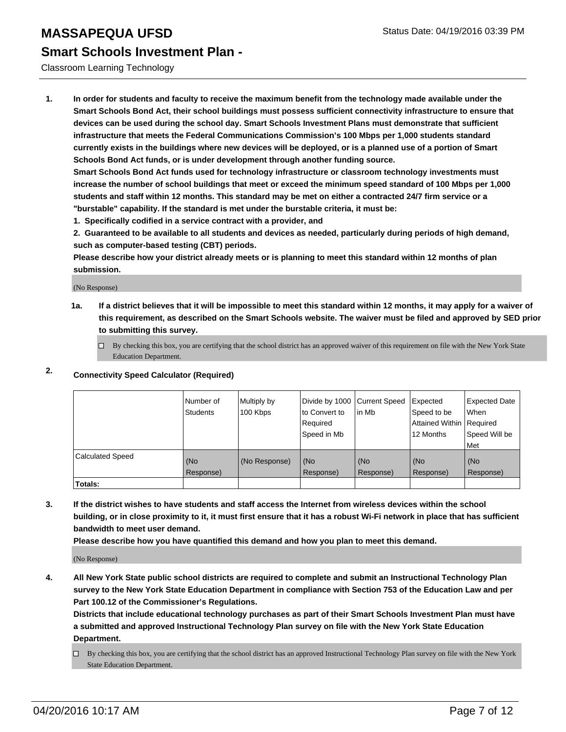# MASSAPEQUA UFSD

Status Date: 04/19/2016 03:39 PM

## Smart Schools Investment Plan -

Classroom Learning Technology

**1. In order for students and faculty to receive the maximum benefit from the technology made available under the Smart Schools Bond Act, their school buildings must possess sufficient connectivity infrastructure to ensure that devices can be used during the school day. Smart Schools Investment Plans must demonstrate that sufficient infrastructure that meets the Federal Communications Commission's 100 Mbps per 1,000 students standard currently exists in the buildings where new devices will be deployed, or is a planned use of a portion of Smart Schools Bond Act funds, or is under development through another funding source.**

**Smart Schools Bond Act funds used for technology infrastructure or classroom technology investments must increase the number of school buildings that meet or exceed the minimum speed standard of 100 Mbps per 1,000 students and staff within 12 months. This standard may be met on either a contracted 24/7 firm service or a "burstable" capability. If the standard is met under the burstable criteria, it must be:**

**1. Specifically codified in a service contract with a provider, and**

**2. Guaranteed to be available to all students and devices as needed, particularly during periods of high demand, such as computer-based testing (CBT) periods.**

**Please describe how your district already meets or is planning to meet this standard within 12 months of plan submission.**

(No Response)

**1a. If a district believes that it will be impossible to meet this standard within 12 months, it may apply for a waiver of this requirement, as described on the Smart Schools website. The waiver must be filed and approved by SED prior to submitting this survey.**

☐ By checking this box, you are certifying that the school district has an approved waiver of this requirement on file with the New York State Education Department.

**2. Connectivity Speed Calculator (Required)**

| | Number of Students | Multiply by 100 Kbps | Divide by 1000 to Convert to Required Speed in Mb | Current Speed in Mb | Expected Speed to be Attained Within 12 Months | Expected Date When Required Speed Will be Met |
|---|---|---|---|---|---|---|
| Calculated Speed | (No Response) | (No Response) | (No Response) | (No Response) | (No Response) | (No Response) |
| **Totals:** | | | | | | |

**3. If the district wishes to have students and staff access the Internet from wireless devices within the school building, or in close proximity to it, it must first ensure that it has a robust Wi-Fi network in place that has sufficient bandwidth to meet user demand.**

**Please describe how you have quantified this demand and how you plan to meet this demand.**

(No Response)

**4. All New York State public school districts are required to complete and submit an Instructional Technology Plan survey to the New York State Education Department in compliance with Section 753 of the Education Law and per Part 100.12 of the Commissioner's Regulations.**

**Districts that include educational technology purchases as part of their Smart Schools Investment Plan must have a submitted and approved Instructional Technology Plan survey on file with the New York State Education Department.**

☐ By checking this box, you are certifying that the school district has an approved Instructional Technology Plan survey on file with the New York State Education Department.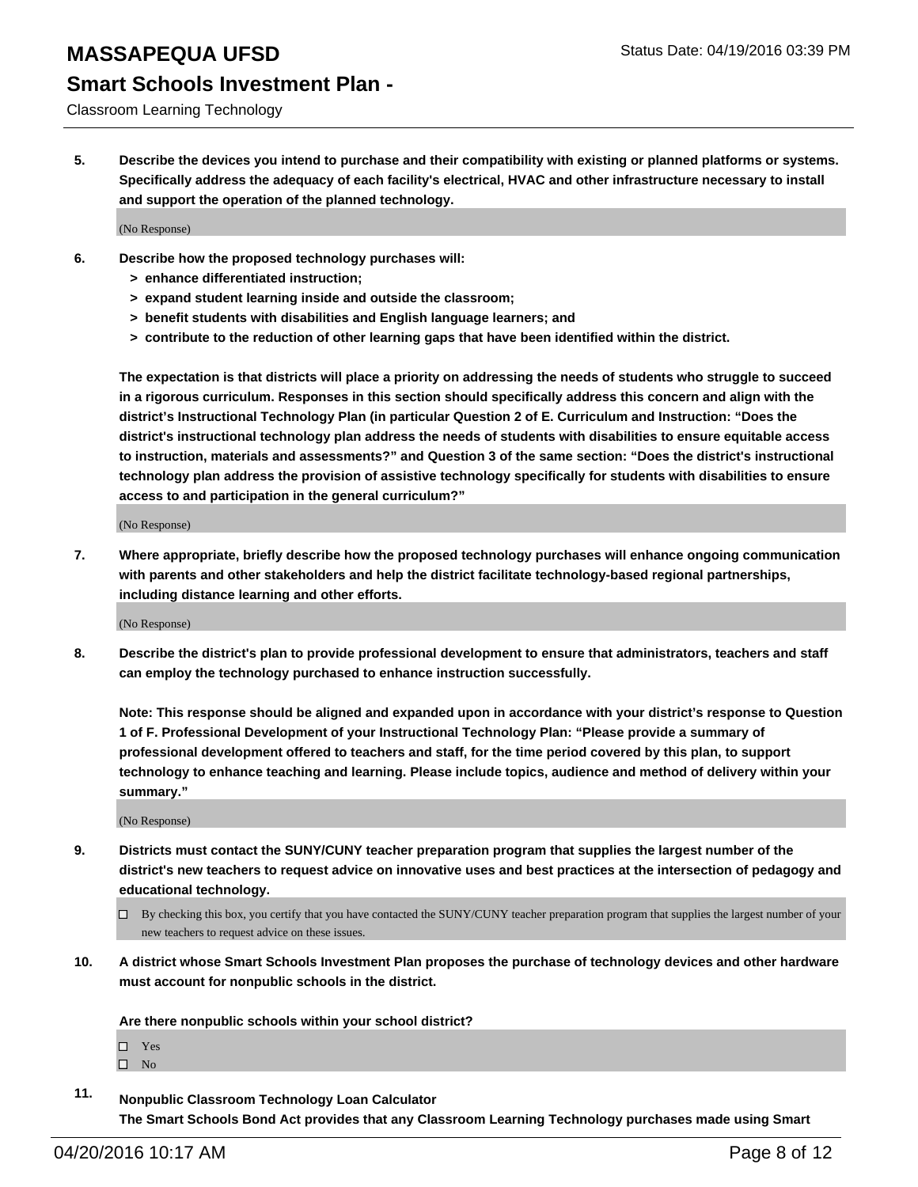**5. Describe the devices you intend to purchase and their compatibility with existing or planned platforms or systems. Specifically address the adequacy of each facility's electrical, HVAC and other infrastructure necessary to install and support the operation of the planned technology.**

(No Response)

**6. Describe how the proposed technology purchases will:**

- **> enhance differentiated instruction;**
- **> expand student learning inside and outside the classroom;**
- **> benefit students with disabilities and English language learners; and**
- **> contribute to the reduction of other learning gaps that have been identified within the district.**

**The expectation is that districts will place a priority on addressing the needs of students who struggle to succeed in a rigorous curriculum. Responses in this section should specifically address this concern and align with the district's Instructional Technology Plan (in particular Question 2 of E. Curriculum and Instruction: "Does the district's instructional technology plan address the needs of students with disabilities to ensure equitable access to instruction, materials and assessments?" and Question 3 of the same section: "Does the district's instructional technology plan address the provision of assistive technology specifically for students with disabilities to ensure access to and participation in the general curriculum?"**

(No Response)

**7. Where appropriate, briefly describe how the proposed technology purchases will enhance ongoing communication with parents and other stakeholders and help the district facilitate technology-based regional partnerships, including distance learning and other efforts.**

(No Response)

**8. Describe the district's plan to provide professional development to ensure that administrators, teachers and staff can employ the technology purchased to enhance instruction successfully.**

**Note: This response should be aligned and expanded upon in accordance with your district's response to Question 1 of F. Professional Development of your Instructional Technology Plan: "Please provide a summary of professional development offered to teachers and staff, for the time period covered by this plan, to support technology to enhance teaching and learning. Please include topics, audience and method of delivery within your summary."**

(No Response)

**9. Districts must contact the SUNY/CUNY teacher preparation program that supplies the largest number of the district's new teachers to request advice on innovative uses and best practices at the intersection of pedagogy and educational technology.**

☐ By checking this box, you certify that you have contacted the SUNY/CUNY teacher preparation program that supplies the largest number of your new teachers to request advice on these issues.

**10. A district whose Smart Schools Investment Plan proposes the purchase of technology devices and other hardware must account for nonpublic schools in the district.**

**Are there nonpublic schools within your school district?**

☐ Yes
☐ No

**11. Nonpublic Classroom Technology Loan Calculator**
**The Smart Schools Bond Act provides that any Classroom Learning Technology purchases made using Smart**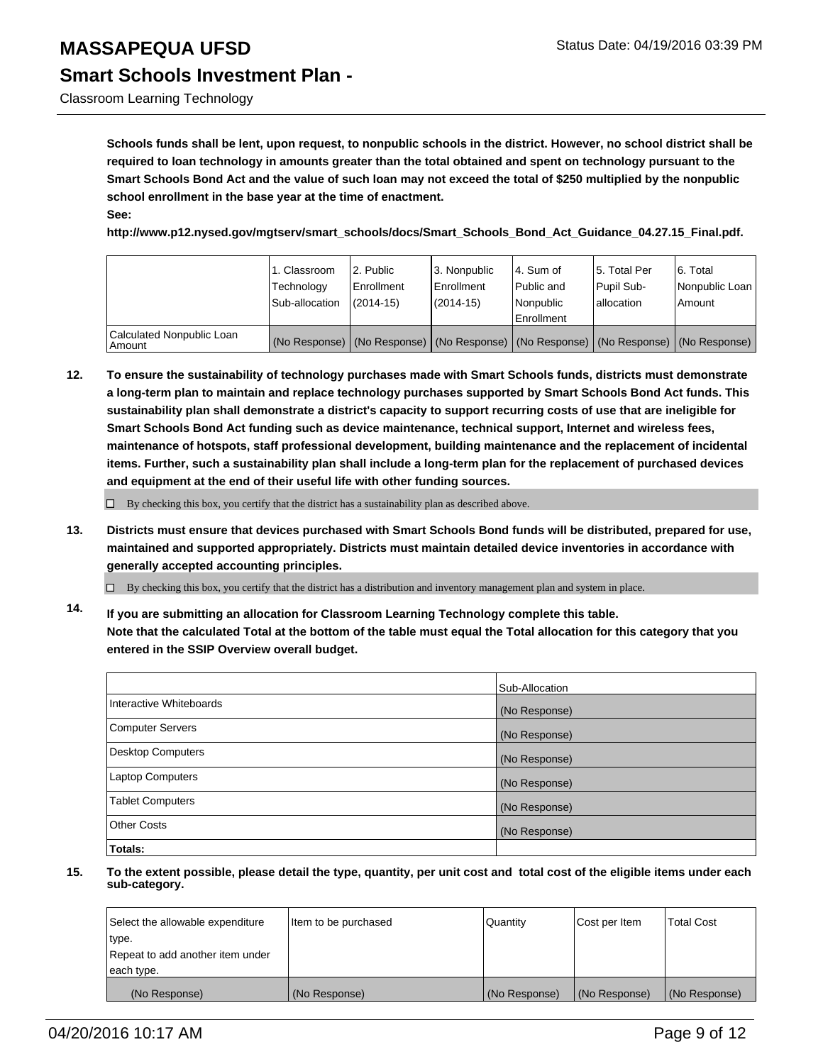**Schools funds shall be lent, upon request, to nonpublic schools in the district. However, no school district shall be required to loan technology in amounts greater than the total obtained and spent on technology pursuant to the Smart Schools Bond Act and the value of such loan may not exceed the total of $250 multiplied by the nonpublic school enrollment in the base year at the time of enactment.**
**See:**
**http://www.p12.nysed.gov/mgtserv/smart_schools/docs/Smart_Schools_Bond_Act_Guidance_04.27.15_Final.pdf.**

| | 1. Classroom Technology Sub-allocation | 2. Public Enrollment (2014-15) | 3. Nonpublic Enrollment (2014-15) | 4. Sum of Public and Nonpublic Enrollment | 5. Total Per Pupil Sub-allocation | 6. Total Nonpublic Loan Amount |
|---|---|---|---|---|---|---|
| Calculated Nonpublic Loan Amount | (No Response) | (No Response) | (No Response) | (No Response) | (No Response) | (No Response) |

**12. To ensure the sustainability of technology purchases made with Smart Schools funds, districts must demonstrate a long-term plan to maintain and replace technology purchases supported by Smart Schools Bond Act funds. This sustainability plan shall demonstrate a district's capacity to support recurring costs of use that are ineligible for Smart Schools Bond Act funding such as device maintenance, technical support, Internet and wireless fees, maintenance of hotspots, staff professional development, building maintenance and the replacement of incidental items. Further, such a sustainability plan shall include a long-term plan for the replacement of purchased devices and equipment at the end of their useful life with other funding sources.**

☐ By checking this box, you certify that the district has a sustainability plan as described above.

**13. Districts must ensure that devices purchased with Smart Schools Bond funds will be distributed, prepared for use, maintained and supported appropriately. Districts must maintain detailed device inventories in accordance with generally accepted accounting principles.**

☐ By checking this box, you certify that the district has a distribution and inventory management plan and system in place.

**14. If you are submitting an allocation for Classroom Learning Technology complete this table.**
**Note that the calculated Total at the bottom of the table must equal the Total allocation for this category that you entered in the SSIP Overview overall budget.**

| | Sub-Allocation |
|---|---|
| Interactive Whiteboards | (No Response) |
| Computer Servers | (No Response) |
| Desktop Computers | (No Response) |
| Laptop Computers | (No Response) |
| Tablet Computers | (No Response) |
| Other Costs | (No Response) |
| **Totals:** | |

**15. To the extent possible, please detail the type, quantity, per unit cost and total cost of the eligible items under each sub-category.**

| Select the allowable expenditure type. Repeat to add another item under each type. | Item to be purchased | Quantity | Cost per Item | Total Cost |
|---|---|---|---|---|
| (No Response) | (No Response) | (No Response) | (No Response) | (No Response) |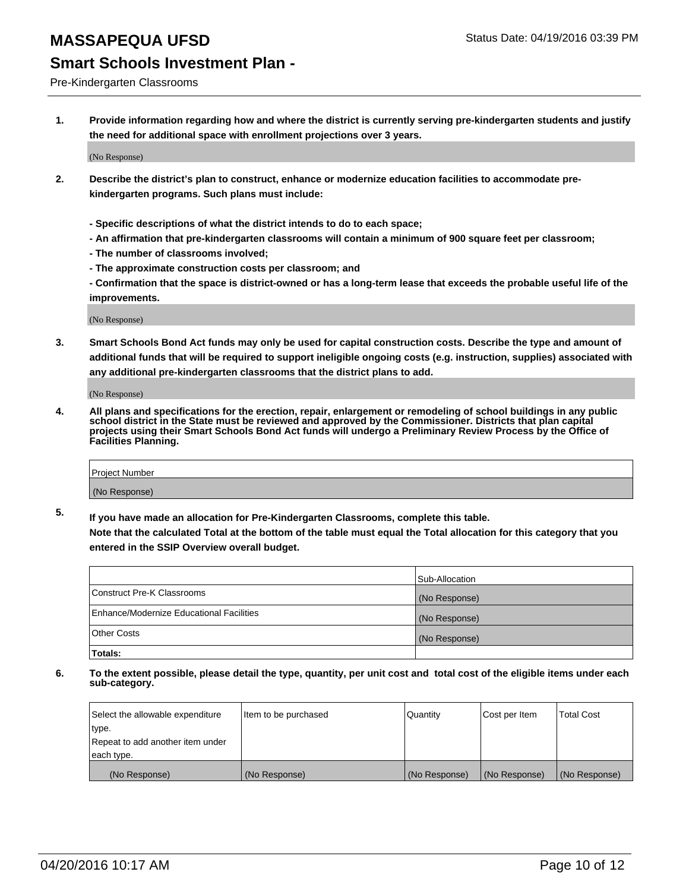# MASSAPEQUA UFSD

## Smart Schools Investment Plan -

Pre-Kindergarten Classrooms

Status Date: 04/19/2016 03:39 PM

**1. Provide information regarding how and where the district is currently serving pre-kindergarten students and justify the need for additional space with enrollment projections over 3 years.**

(No Response)

**2. Describe the district's plan to construct, enhance or modernize education facilities to accommodate pre-kindergarten programs. Such plans must include:**

**- Specific descriptions of what the district intends to do to each space;**
**- An affirmation that pre-kindergarten classrooms will contain a minimum of 900 square feet per classroom;**
**- The number of classrooms involved;**
**- The approximate construction costs per classroom; and**
**- Confirmation that the space is district-owned or has a long-term lease that exceeds the probable useful life of the improvements.**

(No Response)

**3. Smart Schools Bond Act funds may only be used for capital construction costs. Describe the type and amount of additional funds that will be required to support ineligible ongoing costs (e.g. instruction, supplies) associated with any additional pre-kindergarten classrooms that the district plans to add.**

(No Response)

**4. All plans and specifications for the erection, repair, enlargement or remodeling of school buildings in any public school district in the State must be reviewed and approved by the Commissioner. Districts that plan capital projects using their Smart Schools Bond Act funds will undergo a Preliminary Review Process by the Office of Facilities Planning.**

| Project Number |
|---|
| (No Response) |

**5. If you have made an allocation for Pre-Kindergarten Classrooms, complete this table.**
**Note that the calculated Total at the bottom of the table must equal the Total allocation for this category that you entered in the SSIP Overview overall budget.**

| | Sub-Allocation |
|---|---|
| Construct Pre-K Classrooms | (No Response) |
| Enhance/Modernize Educational Facilities | (No Response) |
| Other Costs | (No Response) |
| **Totals:** | |

**6. To the extent possible, please detail the type, quantity, per unit cost and total cost of the eligible items under each sub-category.**

| Select the allowable expenditure type. Repeat to add another item under each type. | Item to be purchased | Quantity | Cost per Item | Total Cost |
|---|---|---|---|---|
| (No Response) | (No Response) | (No Response) | (No Response) | (No Response) |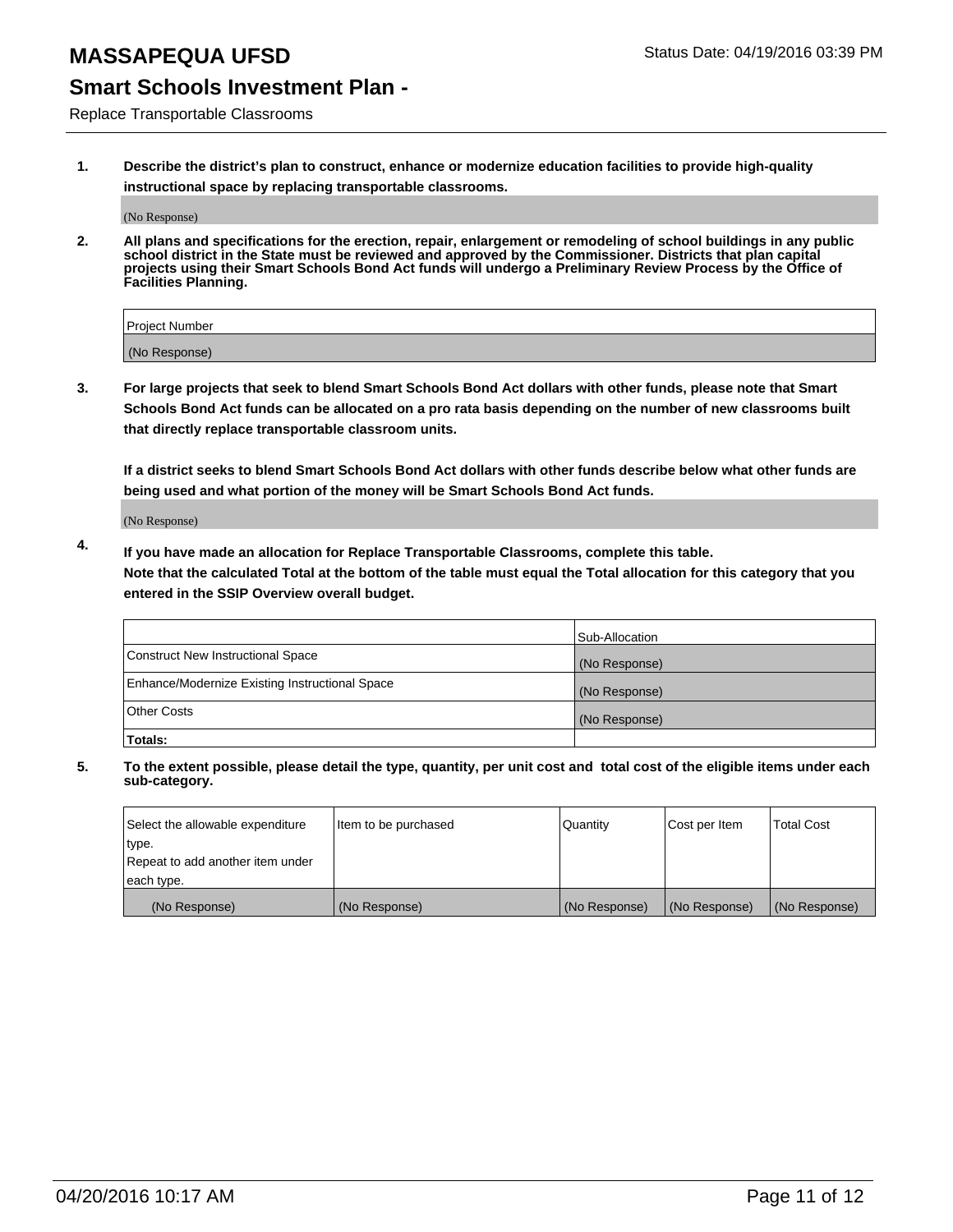# MASSAPEQUA UFSD

Status Date: 04/19/2016 03:39 PM

## Smart Schools Investment Plan -

Replace Transportable Classrooms

**1. Describe the district's plan to construct, enhance or modernize education facilities to provide high-quality instructional space by replacing transportable classrooms.**

(No Response)

**2. All plans and specifications for the erection, repair, enlargement or remodeling of school buildings in any public school district in the State must be reviewed and approved by the Commissioner. Districts that plan capital projects using their Smart Schools Bond Act funds will undergo a Preliminary Review Process by the Office of Facilities Planning.**

| Project Number |
|---|
| (No Response) |

**3. For large projects that seek to blend Smart Schools Bond Act dollars with other funds, please note that Smart Schools Bond Act funds can be allocated on a pro rata basis depending on the number of new classrooms built that directly replace transportable classroom units.**

**If a district seeks to blend Smart Schools Bond Act dollars with other funds describe below what other funds are being used and what portion of the money will be Smart Schools Bond Act funds.**

(No Response)

**4. If you have made an allocation for Replace Transportable Classrooms, complete this table. Note that the calculated Total at the bottom of the table must equal the Total allocation for this category that you entered in the SSIP Overview overall budget.**

| | Sub-Allocation |
|---|---|
| Construct New Instructional Space | (No Response) |
| Enhance/Modernize Existing Instructional Space | (No Response) |
| Other Costs | (No Response) |
| **Totals:** | |

**5. To the extent possible, please detail the type, quantity, per unit cost and total cost of the eligible items under each sub-category.**

| Select the allowable expenditure type. Repeat to add another item under each type. | Item to be purchased | Quantity | Cost per Item | Total Cost |
|---|---|---|---|---|
| (No Response) | (No Response) | (No Response) | (No Response) | (No Response) |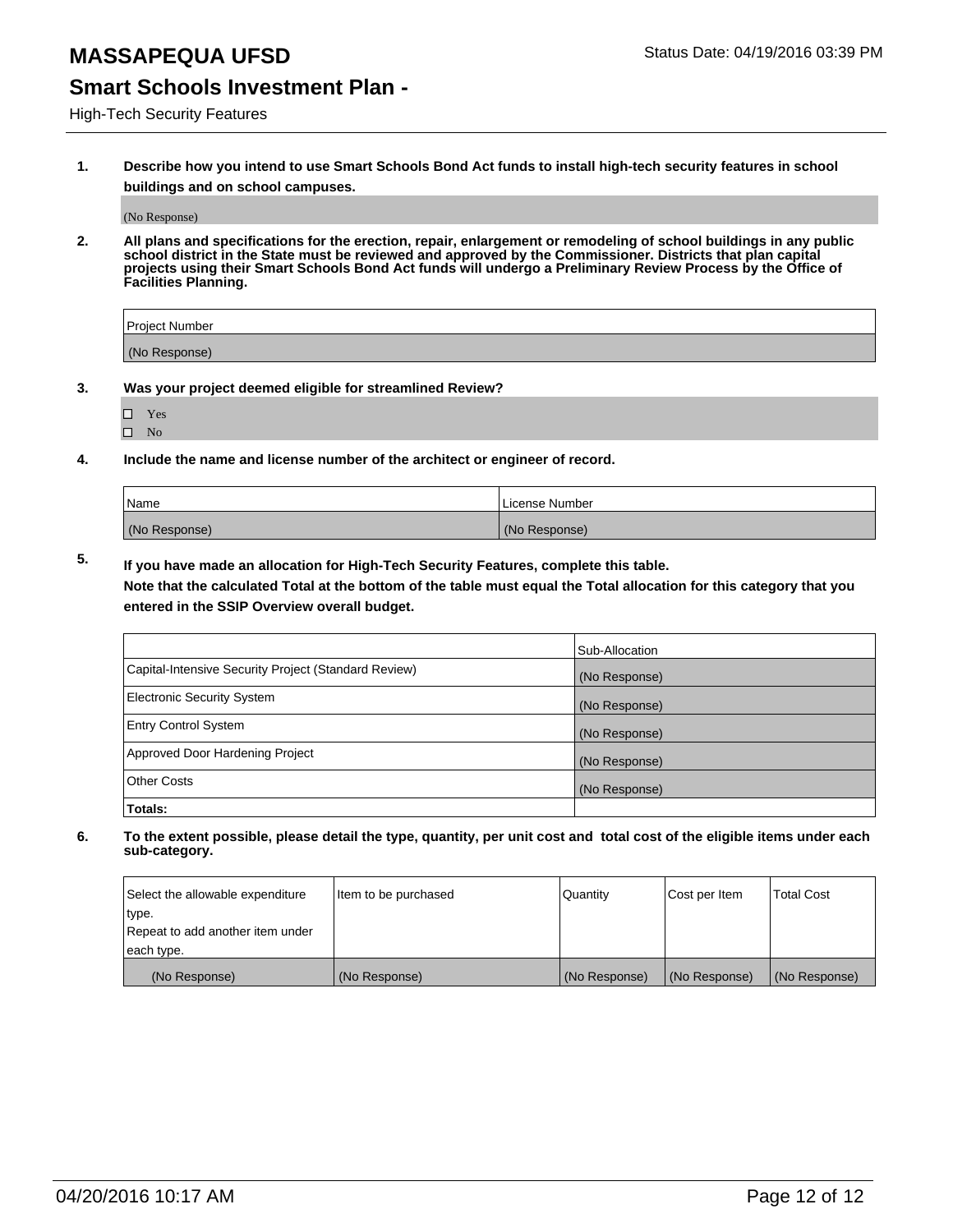# MASSAPEQUA UFSD

Status Date: 04/19/2016 03:39 PM

## Smart Schools Investment Plan -

High-Tech Security Features

**1. Describe how you intend to use Smart Schools Bond Act funds to install high-tech security features in school buildings and on school campuses.**

(No Response)

**2. All plans and specifications for the erection, repair, enlargement or remodeling of school buildings in any public school district in the State must be reviewed and approved by the Commissioner. Districts that plan capital projects using their Smart Schools Bond Act funds will undergo a Preliminary Review Process by the Office of Facilities Planning.**

| Project Number |
|---|
| (No Response) |

**3. Was your project deemed eligible for streamlined Review?**

- ☐ Yes
- ☐ No

**4. Include the name and license number of the architect or engineer of record.**

| Name | License Number |
|---|---|
| (No Response) | (No Response) |

**5. If you have made an allocation for High-Tech Security Features, complete this table.**
**Note that the calculated Total at the bottom of the table must equal the Total allocation for this category that you entered in the SSIP Overview overall budget.**

| | Sub-Allocation |
|---|---|
| Capital-Intensive Security Project (Standard Review) | (No Response) |
| Electronic Security System | (No Response) |
| Entry Control System | (No Response) |
| Approved Door Hardening Project | (No Response) |
| Other Costs | (No Response) |
| **Totals:** | |

**6. To the extent possible, please detail the type, quantity, per unit cost and total cost of the eligible items under each sub-category.**

| Select the allowable expenditure type. Repeat to add another item under each type. | Item to be purchased | Quantity | Cost per Item | Total Cost |
|---|---|---|---|---|
| (No Response) | (No Response) | (No Response) | (No Response) | (No Response) |